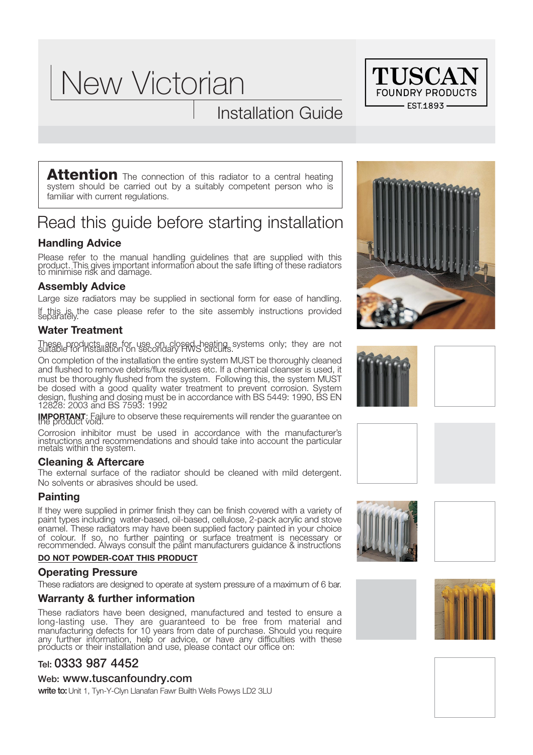# New Victorian

## Installation Guide

TUSCAN
FOUNDRY PRODUCTS
EST.1893

**Attention** The connection of this radiator to a central heating system should be carried out by a suitably competent person who is familiar with current regulations.

# Read this guide before starting installation

### Handling Advice

Please refer to the manual handling guidelines that are supplied with this product. This gives important information about the safe lifting of these radiators to minimise risk and damage.

### Assembly Advice

Large size radiators may be supplied in sectional form for ease of handling. If this is the case please refer to the site assembly instructions provided separately.

### Water Treatment

These products are for use on closed heating systems only; they are not suitable for installation on secondary HWS circuits.

On completion of the installation the entire system MUST be thoroughly cleaned and flushed to remove debris/flux residues etc. If a chemical cleanser is used, it must be thoroughly flushed from the system. Following this, the system MUST be dosed with a good quality water treatment to prevent corrosion. System design, flushing and dosing must be in accordance with BS 5449: 1990, BS EN 12828: 2003 and BS 7593: 1992

**IMPORTANT**: Failure to observe these requirements will render the guarantee on the product void.

Corrosion inhibitor must be used in accordance with the manufacturer's instructions and recommendations and should take into account the particular metals within the system.

### Cleaning & Aftercare

The external surface of the radiator should be cleaned with mild detergent. No solvents or abrasives should be used.

### Painting

If they were supplied in primer finish they can be finish covered with a variety of paint types including water-based, oil-based, cellulose, 2-pack acrylic and stove enamel. These radiators may have been supplied factory painted in your choice of colour. If so, no further painting or surface treatment is necessary or recommended. Always consult the paint manufacturers guidance & instructions

**DO NOT POWDER-COAT THIS PRODUCT**

### Operating Pressure

These radiators are designed to operate at system pressure of a maximum of 6 bar.

### Warranty & further information

These radiators have been designed, manufactured and tested to ensure a long-lasting use. They are guaranteed to be free from material and manufacturing defects for 10 years from date of purchase. Should you require any further information, help or advice, or have any difficulties with these products or their installation and use, please contact our office on:

Tel: 0333 987 4452

Web: www.tuscanfoundry.com

**write to:** Unit 1, Tyn-Y-Clyn Llanafan Fawr Builth Wells Powys LD2 3LU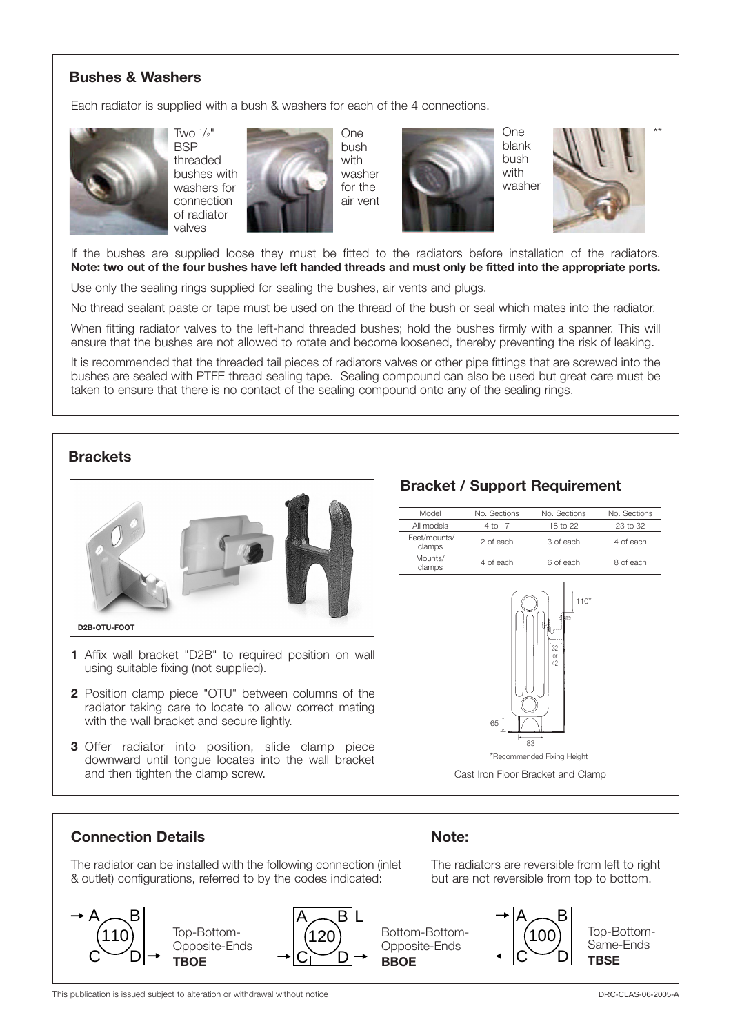## Bushes & Washers

Each radiator is supplied with a bush & washers for each of the 4 connections.

Two ½" BSP threaded bushes with washers for connection of radiator valves

One bush with washer for the air vent

One blank bush with washer

**

If the bushes are supplied loose they must be fitted to the radiators before installation of the radiators. **Note: two out of the four bushes have left handed threads and must only be fitted into the appropriate ports.**

Use only the sealing rings supplied for sealing the bushes, air vents and plugs.

No thread sealant paste or tape must be used on the thread of the bush or seal which mates into the radiator.

When fitting radiator valves to the left-hand threaded bushes; hold the bushes firmly with a spanner. This will ensure that the bushes are not allowed to rotate and become loosened, thereby preventing the risk of leaking.

It is recommended that the threaded tail pieces of radiators valves or other pipe fittings that are screwed into the bushes are sealed with PTFE thread sealing tape. Sealing compound can also be used but great care must be taken to ensure that there is no contact of the sealing compound onto any of the sealing rings.

## Brackets

D2B-OTU-FOOT

1. Affix wall bracket "D2B" to required position on wall using suitable fixing (not supplied).
2. Position clamp piece "OTU" between columns of the radiator taking care to locate to allow correct mating with the wall bracket and secure lightly.
3. Offer radiator into position, slide clamp piece downward until tongue locates into the wall bracket and then tighten the clamp screw.

### Bracket / Support Requirement

| Model | No. Sections | No. Sections | No. Sections |
|---|---|---|---|
| All models | 4 to 17 | 18 to 22 | 23 to 32 |
| Feet/mounts/ clamps | 2 of each | 3 of each | 4 of each |
| Mounts/ clamps | 4 of each | 6 of each | 8 of each |

110*

32 or 42

65

83

*Recommended Fixing Height

Cast Iron Floor Bracket and Clamp

## Connection Details

The radiator can be installed with the following connection (inlet & outlet) configurations, referred to by the codes indicated:

A B C D 110 — Top-Bottom-Opposite-Ends **TBOE**

A B L C D 120 — Bottom-Bottom-Opposite-Ends **BBOE**

A B C D 100 — Top-Bottom-Same-Ends **TBSE**

## Note:

The radiators are reversible from left to right but are not reversible from top to bottom.

This publication is issued subject to alteration or withdrawal without notice

DRC-CLAS-06-2005-A